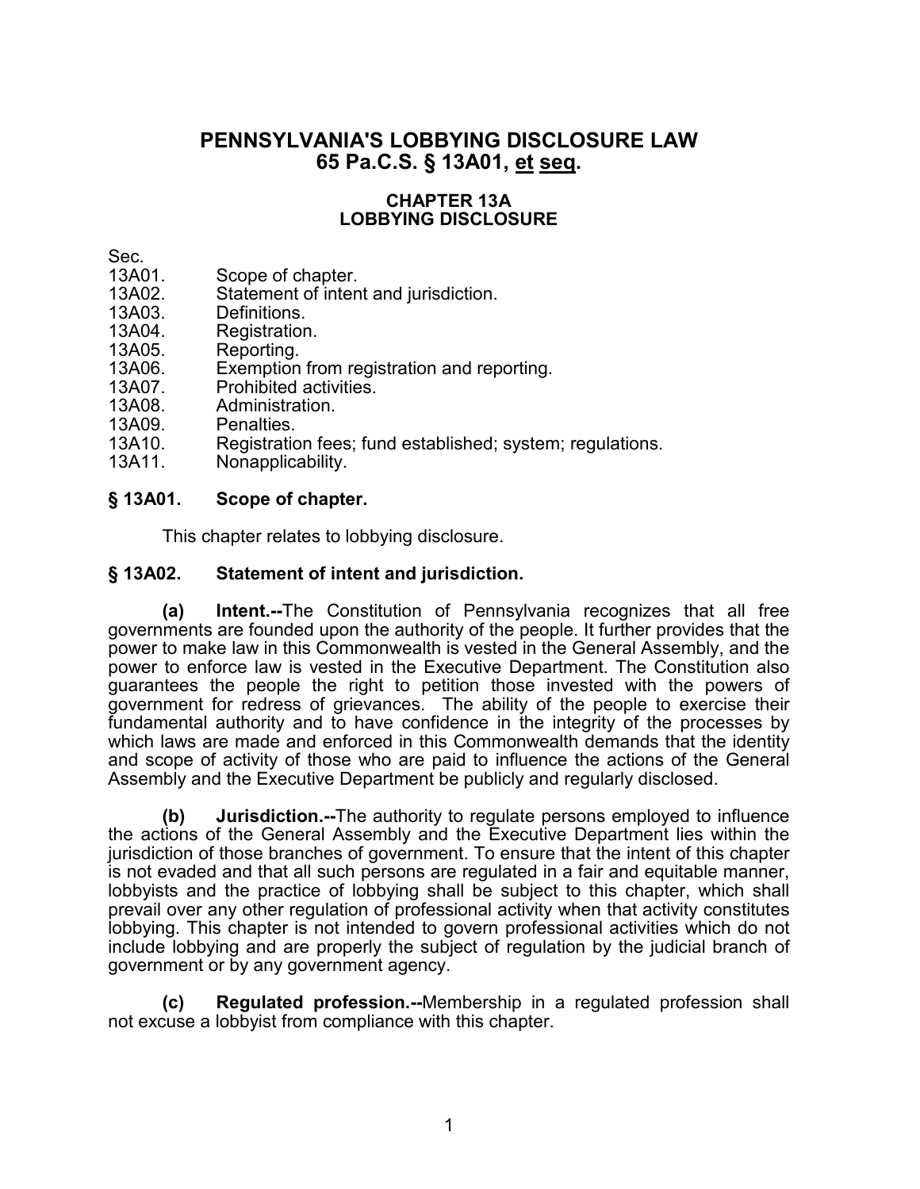# PENNSYLVANIA'S LOBBYING DISCLOSURE LAW
# 65 Pa.C.S. § 13A01, et seq.

## CHAPTER 13A
## LOBBYING DISCLOSURE

Sec.
13A01. Scope of chapter.
13A02. Statement of intent and jurisdiction.
13A03. Definitions.
13A04. Registration.
13A05. Reporting.
13A06. Exemption from registration and reporting.
13A07. Prohibited activities.
13A08. Administration.
13A09. Penalties.
13A10. Registration fees; fund established; system; regulations.
13A11. Nonapplicability.

### § 13A01. Scope of chapter.

This chapter relates to lobbying disclosure.

### § 13A02. Statement of intent and jurisdiction.

**(a) Intent.--**The Constitution of Pennsylvania recognizes that all free governments are founded upon the authority of the people. It further provides that the power to make law in this Commonwealth is vested in the General Assembly, and the power to enforce law is vested in the Executive Department. The Constitution also guarantees the people the right to petition those invested with the powers of government for redress of grievances. The ability of the people to exercise their fundamental authority and to have confidence in the integrity of the processes by which laws are made and enforced in this Commonwealth demands that the identity and scope of activity of those who are paid to influence the actions of the General Assembly and the Executive Department be publicly and regularly disclosed.

**(b) Jurisdiction.--**The authority to regulate persons employed to influence the actions of the General Assembly and the Executive Department lies within the jurisdiction of those branches of government. To ensure that the intent of this chapter is not evaded and that all such persons are regulated in a fair and equitable manner, lobbyists and the practice of lobbying shall be subject to this chapter, which shall prevail over any other regulation of professional activity when that activity constitutes lobbying. This chapter is not intended to govern professional activities which do not include lobbying and are properly the subject of regulation by the judicial branch of government or by any government agency.

**(c) Regulated profession.--**Membership in a regulated profession shall not excuse a lobbyist from compliance with this chapter.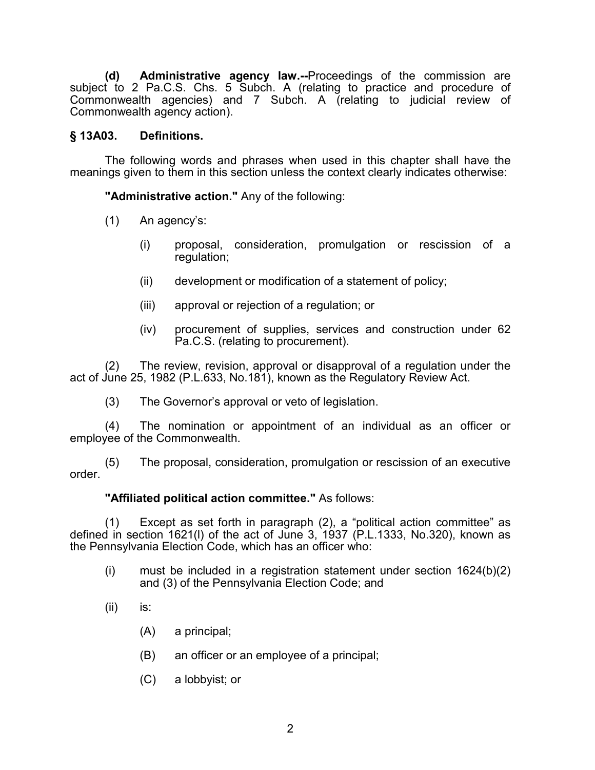**(d) Administrative agency law.--**Proceedings of the commission are subject to 2 Pa.C.S. Chs. 5 Subch. A (relating to practice and procedure of Commonwealth agencies) and 7 Subch. A (relating to judicial review of Commonwealth agency action).

### § 13A03. Definitions.

The following words and phrases when used in this chapter shall have the meanings given to them in this section unless the context clearly indicates otherwise:

**"Administrative action."** Any of the following:

(1) An agency's:

(i) proposal, consideration, promulgation or rescission of a regulation;

(ii) development or modification of a statement of policy;

(iii) approval or rejection of a regulation; or

(iv) procurement of supplies, services and construction under 62 Pa.C.S. (relating to procurement).

(2) The review, revision, approval or disapproval of a regulation under the act of June 25, 1982 (P.L.633, No.181), known as the Regulatory Review Act.

(3) The Governor's approval or veto of legislation.

(4) The nomination or appointment of an individual as an officer or employee of the Commonwealth.

(5) The proposal, consideration, promulgation or rescission of an executive order.

**"Affiliated political action committee."** As follows:

(1) Except as set forth in paragraph (2), a "political action committee" as defined in section 1621(l) of the act of June 3, 1937 (P.L.1333, No.320), known as the Pennsylvania Election Code, which has an officer who:

(i) must be included in a registration statement under section 1624(b)(2) and (3) of the Pennsylvania Election Code; and

(ii) is:

(A) a principal;

(B) an officer or an employee of a principal;

(C) a lobbyist; or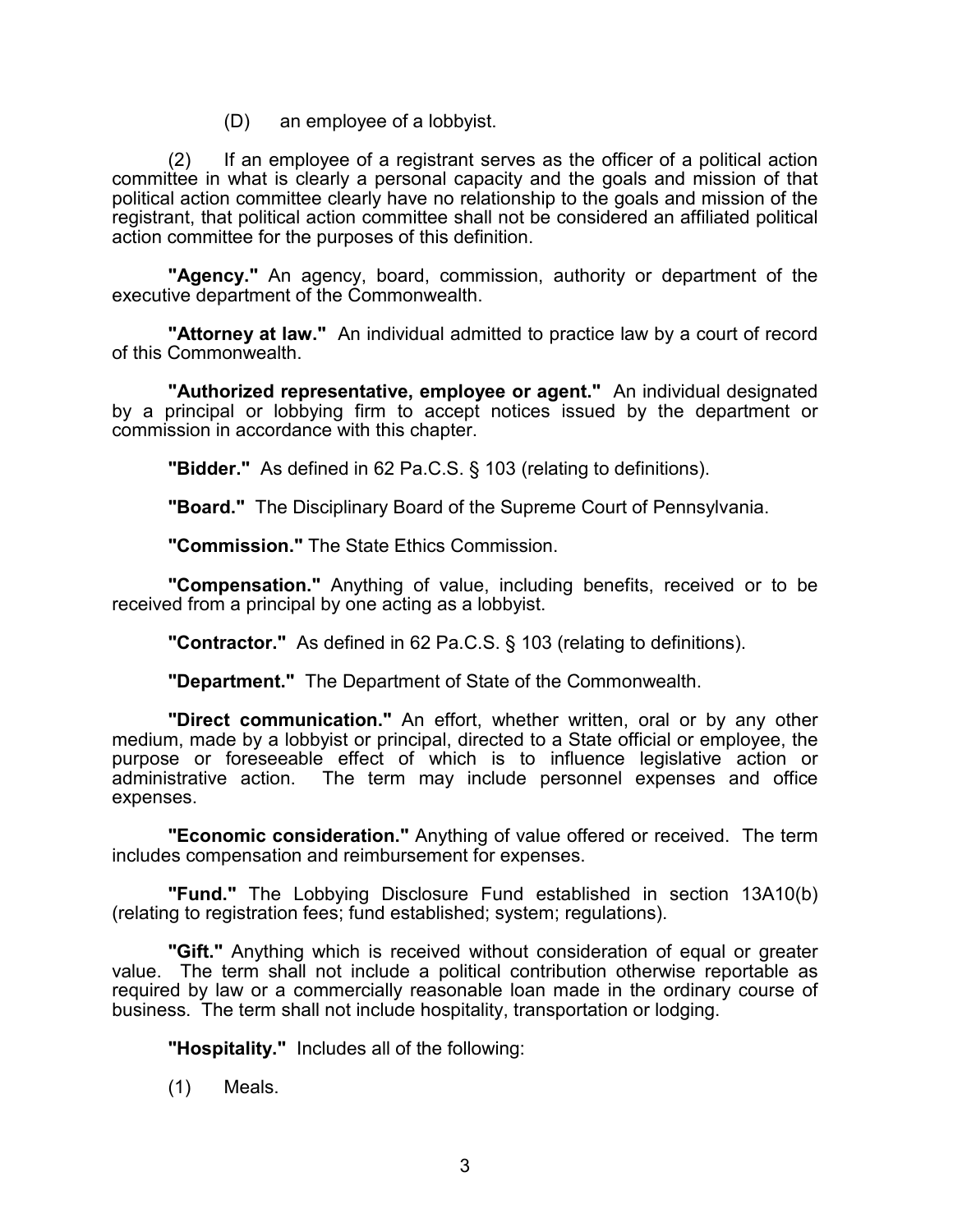(D) an employee of a lobbyist.

(2) If an employee of a registrant serves as the officer of a political action committee in what is clearly a personal capacity and the goals and mission of that political action committee clearly have no relationship to the goals and mission of the registrant, that political action committee shall not be considered an affiliated political action committee for the purposes of this definition.

**"Agency."** An agency, board, commission, authority or department of the executive department of the Commonwealth.

**"Attorney at law."** An individual admitted to practice law by a court of record of this Commonwealth.

**"Authorized representative, employee or agent."** An individual designated by a principal or lobbying firm to accept notices issued by the department or commission in accordance with this chapter.

**"Bidder."** As defined in 62 Pa.C.S. § 103 (relating to definitions).

**"Board."** The Disciplinary Board of the Supreme Court of Pennsylvania.

**"Commission."** The State Ethics Commission.

**"Compensation."** Anything of value, including benefits, received or to be received from a principal by one acting as a lobbyist.

**"Contractor."** As defined in 62 Pa.C.S. § 103 (relating to definitions).

**"Department."** The Department of State of the Commonwealth.

**"Direct communication."** An effort, whether written, oral or by any other medium, made by a lobbyist or principal, directed to a State official or employee, the purpose or foreseeable effect of which is to influence legislative action or administrative action. The term may include personnel expenses and office expenses.

**"Economic consideration."** Anything of value offered or received. The term includes compensation and reimbursement for expenses.

**"Fund."** The Lobbying Disclosure Fund established in section 13A10(b) (relating to registration fees; fund established; system; regulations).

**"Gift."** Anything which is received without consideration of equal or greater value. The term shall not include a political contribution otherwise reportable as required by law or a commercially reasonable loan made in the ordinary course of business. The term shall not include hospitality, transportation or lodging.

**"Hospitality."** Includes all of the following:

(1) Meals.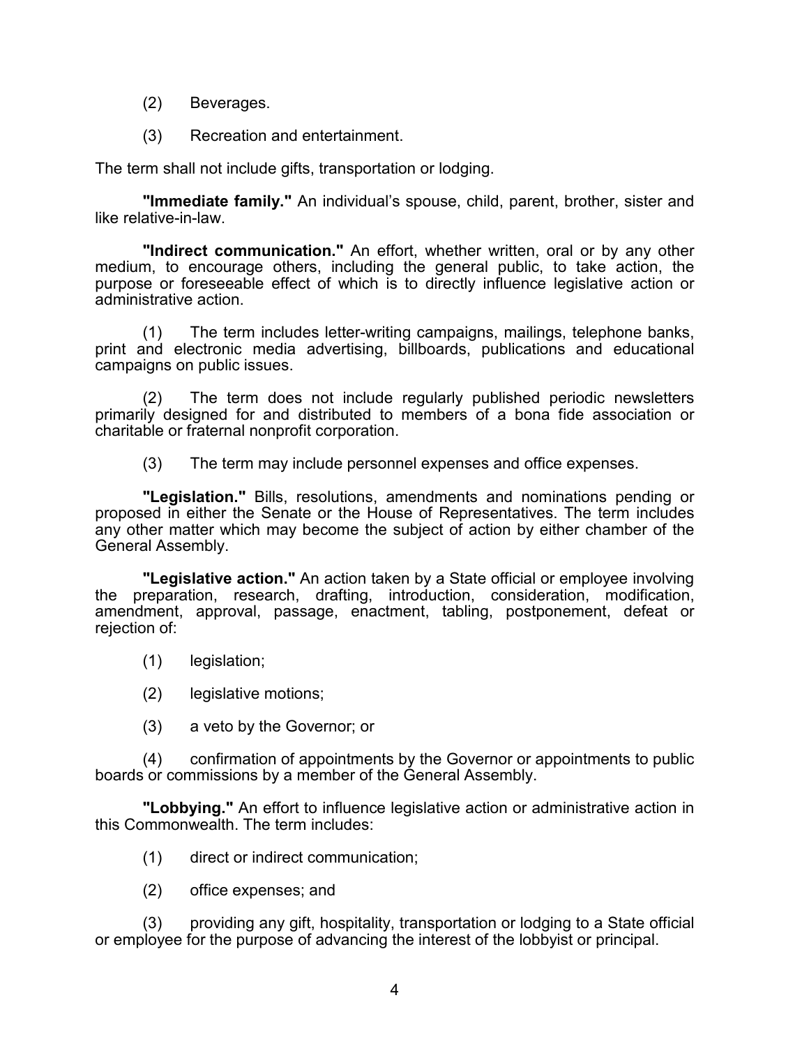(2) Beverages.

(3) Recreation and entertainment.

The term shall not include gifts, transportation or lodging.

**"Immediate family."** An individual's spouse, child, parent, brother, sister and like relative-in-law.

**"Indirect communication."** An effort, whether written, oral or by any other medium, to encourage others, including the general public, to take action, the purpose or foreseeable effect of which is to directly influence legislative action or administrative action.

(1) The term includes letter-writing campaigns, mailings, telephone banks, print and electronic media advertising, billboards, publications and educational campaigns on public issues.

(2) The term does not include regularly published periodic newsletters primarily designed for and distributed to members of a bona fide association or charitable or fraternal nonprofit corporation.

(3) The term may include personnel expenses and office expenses.

**"Legislation."** Bills, resolutions, amendments and nominations pending or proposed in either the Senate or the House of Representatives. The term includes any other matter which may become the subject of action by either chamber of the General Assembly.

**"Legislative action."** An action taken by a State official or employee involving the preparation, research, drafting, introduction, consideration, modification, amendment, approval, passage, enactment, tabling, postponement, defeat or rejection of:

(1) legislation;

(2) legislative motions;

(3) a veto by the Governor; or

(4) confirmation of appointments by the Governor or appointments to public boards or commissions by a member of the General Assembly.

**"Lobbying."** An effort to influence legislative action or administrative action in this Commonwealth. The term includes:

(1) direct or indirect communication;

(2) office expenses; and

(3) providing any gift, hospitality, transportation or lodging to a State official or employee for the purpose of advancing the interest of the lobbyist or principal.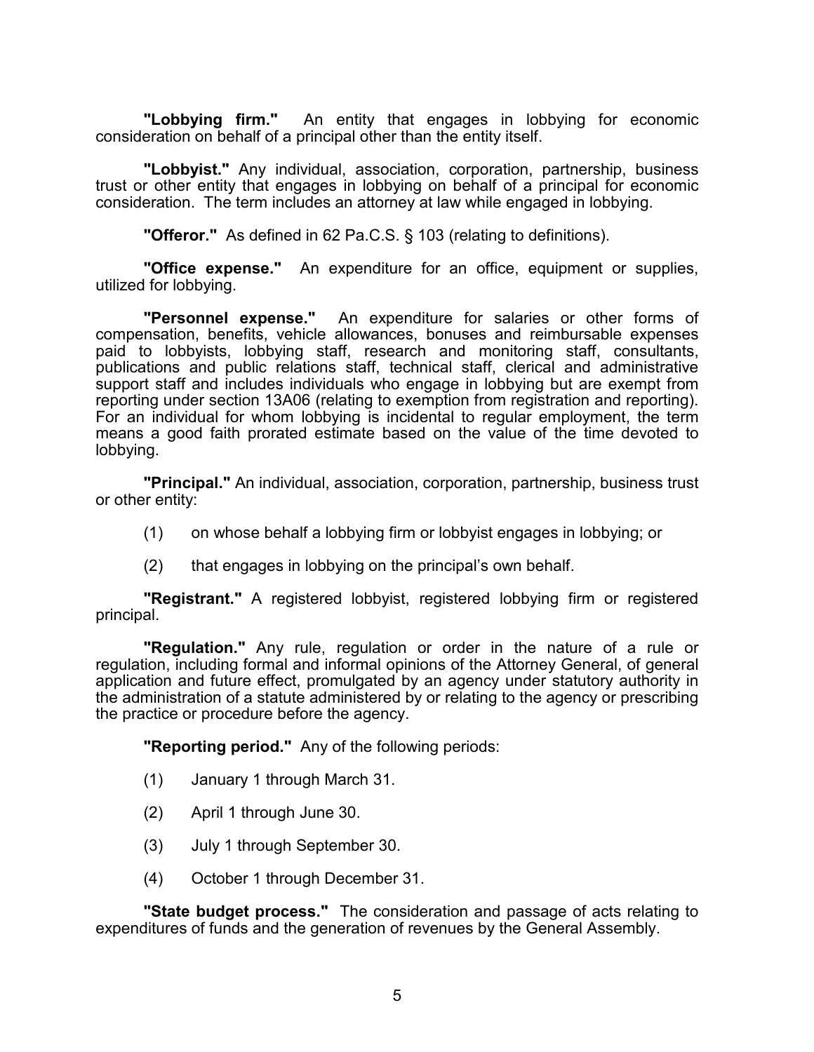**"Lobbying firm."** An entity that engages in lobbying for economic consideration on behalf of a principal other than the entity itself.

**"Lobbyist."** Any individual, association, corporation, partnership, business trust or other entity that engages in lobbying on behalf of a principal for economic consideration. The term includes an attorney at law while engaged in lobbying.

**"Offeror."** As defined in 62 Pa.C.S. § 103 (relating to definitions).

**"Office expense."** An expenditure for an office, equipment or supplies, utilized for lobbying.

**"Personnel expense."** An expenditure for salaries or other forms of compensation, benefits, vehicle allowances, bonuses and reimbursable expenses paid to lobbyists, lobbying staff, research and monitoring staff, consultants, publications and public relations staff, technical staff, clerical and administrative support staff and includes individuals who engage in lobbying but are exempt from reporting under section 13A06 (relating to exemption from registration and reporting). For an individual for whom lobbying is incidental to regular employment, the term means a good faith prorated estimate based on the value of the time devoted to lobbying.

**"Principal."** An individual, association, corporation, partnership, business trust or other entity:

(1) on whose behalf a lobbying firm or lobbyist engages in lobbying; or

(2) that engages in lobbying on the principal's own behalf.

**"Registrant."** A registered lobbyist, registered lobbying firm or registered principal.

**"Regulation."** Any rule, regulation or order in the nature of a rule or regulation, including formal and informal opinions of the Attorney General, of general application and future effect, promulgated by an agency under statutory authority in the administration of a statute administered by or relating to the agency or prescribing the practice or procedure before the agency.

**"Reporting period."** Any of the following periods:

(1) January 1 through March 31.

(2) April 1 through June 30.

(3) July 1 through September 30.

(4) October 1 through December 31.

**"State budget process."** The consideration and passage of acts relating to expenditures of funds and the generation of revenues by the General Assembly.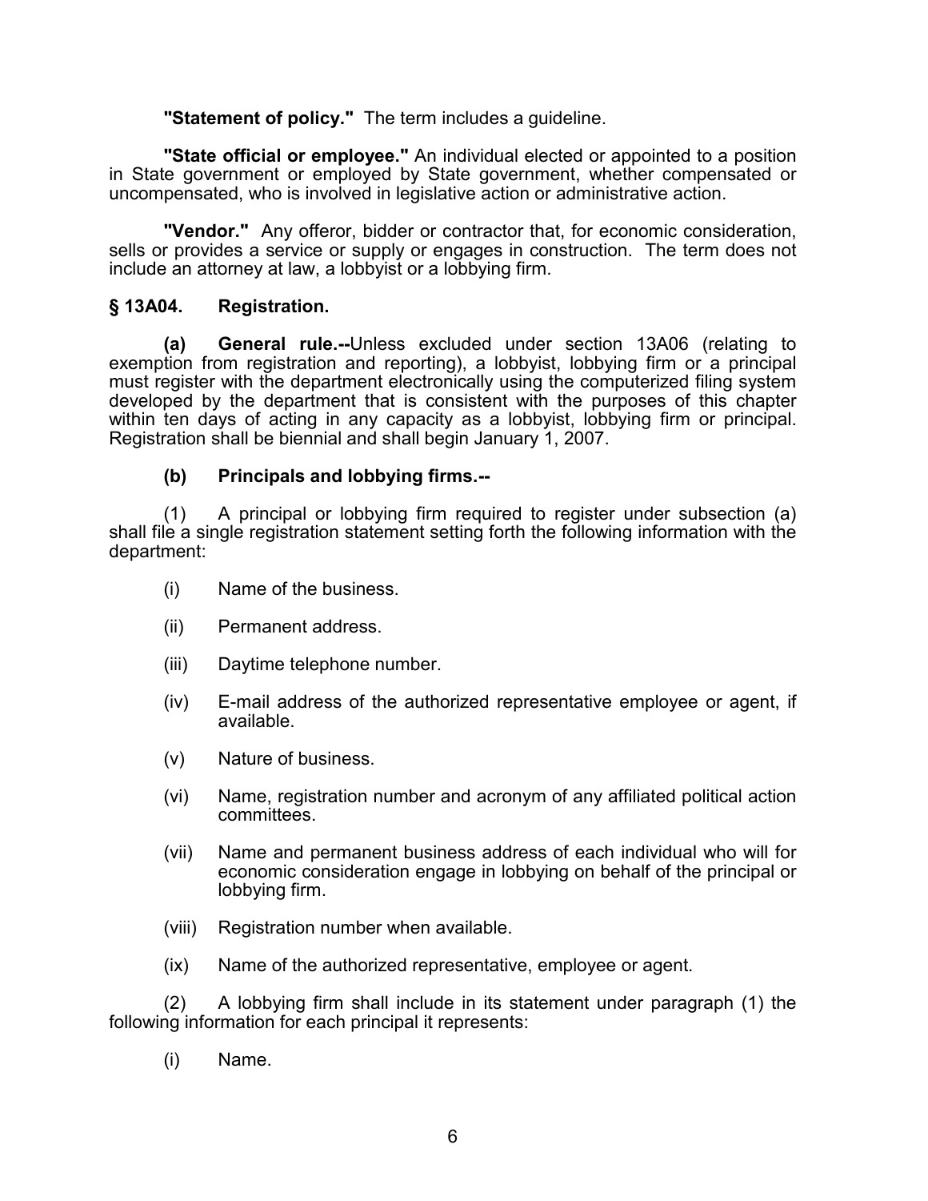**"Statement of policy."** The term includes a guideline.

**"State official or employee."** An individual elected or appointed to a position in State government or employed by State government, whether compensated or uncompensated, who is involved in legislative action or administrative action.

**"Vendor."** Any offeror, bidder or contractor that, for economic consideration, sells or provides a service or supply or engages in construction. The term does not include an attorney at law, a lobbyist or a lobbying firm.

## § 13A04. Registration.

**(a) General rule.--**Unless excluded under section 13A06 (relating to exemption from registration and reporting), a lobbyist, lobbying firm or a principal must register with the department electronically using the computerized filing system developed by the department that is consistent with the purposes of this chapter within ten days of acting in any capacity as a lobbyist, lobbying firm or principal. Registration shall be biennial and shall begin January 1, 2007.

**(b) Principals and lobbying firms.--**

(1) A principal or lobbying firm required to register under subsection (a) shall file a single registration statement setting forth the following information with the department:

(i) Name of the business.

(ii) Permanent address.

(iii) Daytime telephone number.

(iv) E-mail address of the authorized representative employee or agent, if available.

(v) Nature of business.

(vi) Name, registration number and acronym of any affiliated political action committees.

(vii) Name and permanent business address of each individual who will for economic consideration engage in lobbying on behalf of the principal or lobbying firm.

(viii) Registration number when available.

(ix) Name of the authorized representative, employee or agent.

(2) A lobbying firm shall include in its statement under paragraph (1) the following information for each principal it represents:

(i) Name.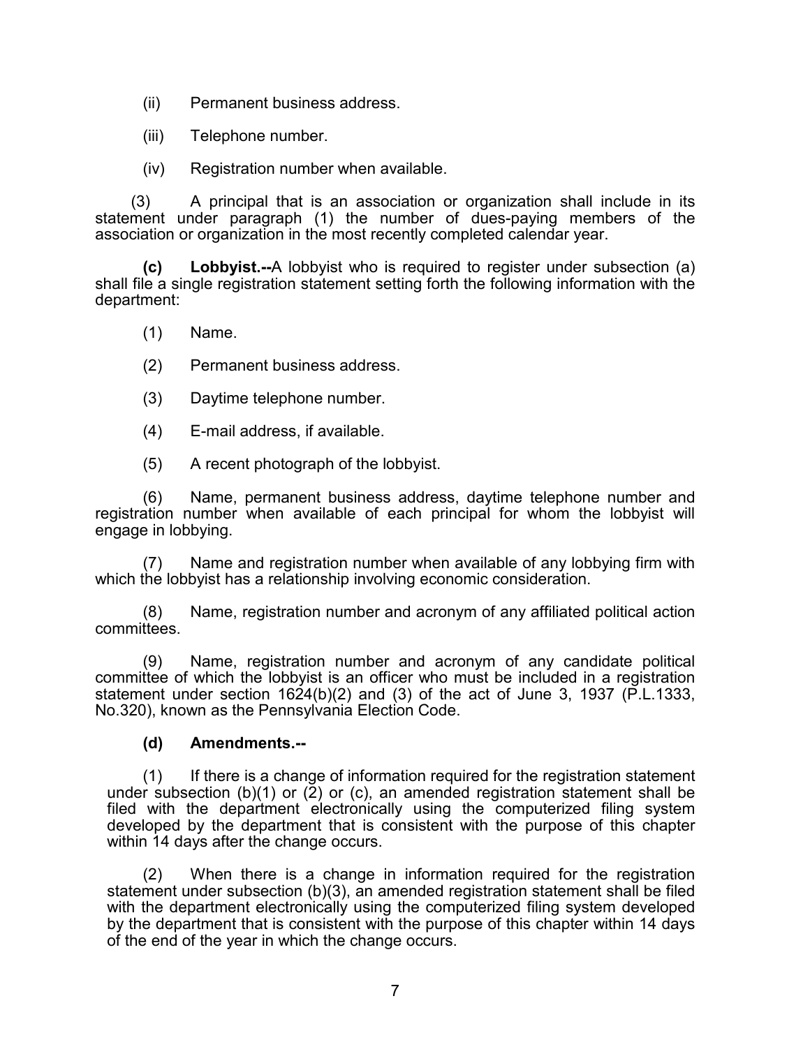(ii) Permanent business address.

(iii) Telephone number.

(iv) Registration number when available.

(3) A principal that is an association or organization shall include in its statement under paragraph (1) the number of dues-paying members of the association or organization in the most recently completed calendar year.

**(c) Lobbyist.--**A lobbyist who is required to register under subsection (a) shall file a single registration statement setting forth the following information with the department:

(1) Name.

(2) Permanent business address.

(3) Daytime telephone number.

(4) E-mail address, if available.

(5) A recent photograph of the lobbyist.

(6) Name, permanent business address, daytime telephone number and registration number when available of each principal for whom the lobbyist will engage in lobbying.

(7) Name and registration number when available of any lobbying firm with which the lobbyist has a relationship involving economic consideration.

(8) Name, registration number and acronym of any affiliated political action committees.

(9) Name, registration number and acronym of any candidate political committee of which the lobbyist is an officer who must be included in a registration statement under section 1624(b)(2) and (3) of the act of June 3, 1937 (P.L.1333, No.320), known as the Pennsylvania Election Code.

**(d) Amendments.--**

(1) If there is a change of information required for the registration statement under subsection (b)(1) or (2) or (c), an amended registration statement shall be filed with the department electronically using the computerized filing system developed by the department that is consistent with the purpose of this chapter within 14 days after the change occurs.

(2) When there is a change in information required for the registration statement under subsection (b)(3), an amended registration statement shall be filed with the department electronically using the computerized filing system developed by the department that is consistent with the purpose of this chapter within 14 days of the end of the year in which the change occurs.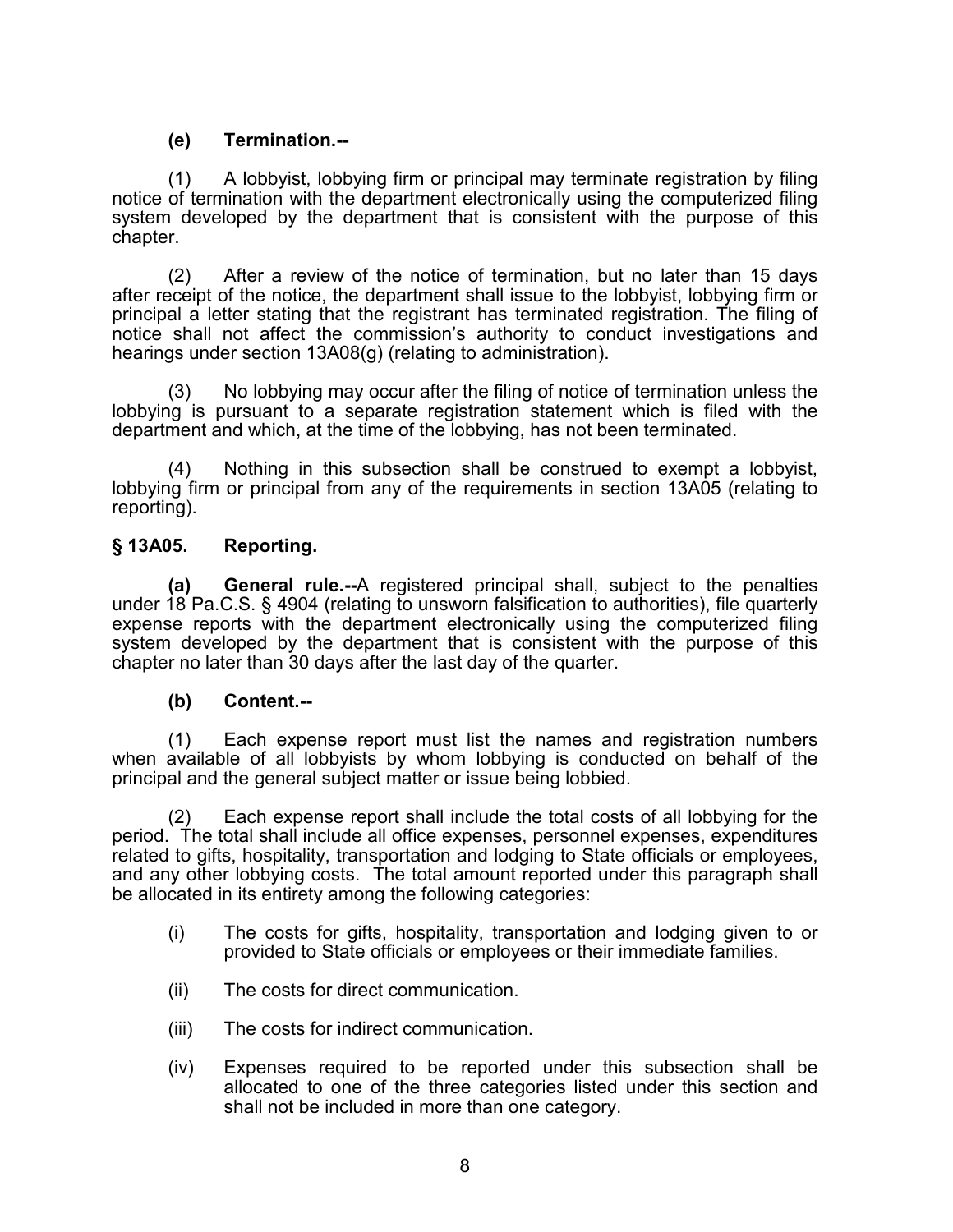**(e) Termination.--**

(1) A lobbyist, lobbying firm or principal may terminate registration by filing notice of termination with the department electronically using the computerized filing system developed by the department that is consistent with the purpose of this chapter.

(2) After a review of the notice of termination, but no later than 15 days after receipt of the notice, the department shall issue to the lobbyist, lobbying firm or principal a letter stating that the registrant has terminated registration. The filing of notice shall not affect the commission's authority to conduct investigations and hearings under section 13A08(g) (relating to administration).

(3) No lobbying may occur after the filing of notice of termination unless the lobbying is pursuant to a separate registration statement which is filed with the department and which, at the time of the lobbying, has not been terminated.

(4) Nothing in this subsection shall be construed to exempt a lobbyist, lobbying firm or principal from any of the requirements in section 13A05 (relating to reporting).

## § 13A05. Reporting.

**(a) General rule.--**A registered principal shall, subject to the penalties under 18 Pa.C.S. § 4904 (relating to unsworn falsification to authorities), file quarterly expense reports with the department electronically using the computerized filing system developed by the department that is consistent with the purpose of this chapter no later than 30 days after the last day of the quarter.

**(b) Content.--**

(1) Each expense report must list the names and registration numbers when available of all lobbyists by whom lobbying is conducted on behalf of the principal and the general subject matter or issue being lobbied.

(2) Each expense report shall include the total costs of all lobbying for the period. The total shall include all office expenses, personnel expenses, expenditures related to gifts, hospitality, transportation and lodging to State officials or employees, and any other lobbying costs. The total amount reported under this paragraph shall be allocated in its entirety among the following categories:

(i) The costs for gifts, hospitality, transportation and lodging given to or provided to State officials or employees or their immediate families.

(ii) The costs for direct communication.

(iii) The costs for indirect communication.

(iv) Expenses required to be reported under this subsection shall be allocated to one of the three categories listed under this section and shall not be included in more than one category.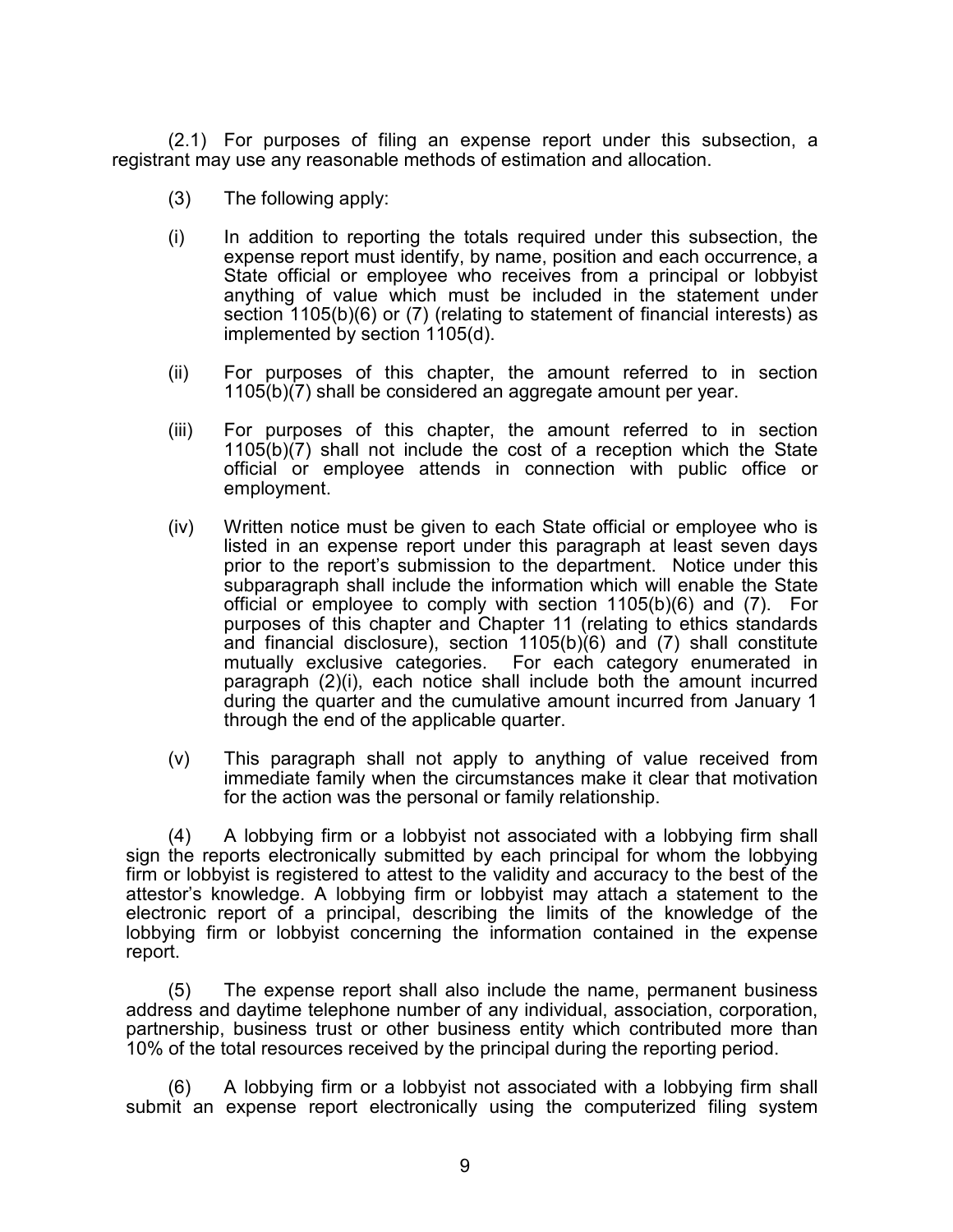(2.1) For purposes of filing an expense report under this subsection, a registrant may use any reasonable methods of estimation and allocation.

(3) The following apply:

(i) In addition to reporting the totals required under this subsection, the expense report must identify, by name, position and each occurrence, a State official or employee who receives from a principal or lobbyist anything of value which must be included in the statement under section 1105(b)(6) or (7) (relating to statement of financial interests) as implemented by section 1105(d).

(ii) For purposes of this chapter, the amount referred to in section 1105(b)(7) shall be considered an aggregate amount per year.

(iii) For purposes of this chapter, the amount referred to in section 1105(b)(7) shall not include the cost of a reception which the State official or employee attends in connection with public office or employment.

(iv) Written notice must be given to each State official or employee who is listed in an expense report under this paragraph at least seven days prior to the report's submission to the department. Notice under this subparagraph shall include the information which will enable the State official or employee to comply with section 1105(b)(6) and (7). For purposes of this chapter and Chapter 11 (relating to ethics standards and financial disclosure), section 1105(b)(6) and (7) shall constitute mutually exclusive categories. For each category enumerated in paragraph (2)(i), each notice shall include both the amount incurred during the quarter and the cumulative amount incurred from January 1 through the end of the applicable quarter.

(v) This paragraph shall not apply to anything of value received from immediate family when the circumstances make it clear that motivation for the action was the personal or family relationship.

(4) A lobbying firm or a lobbyist not associated with a lobbying firm shall sign the reports electronically submitted by each principal for whom the lobbying firm or lobbyist is registered to attest to the validity and accuracy to the best of the attestor's knowledge. A lobbying firm or lobbyist may attach a statement to the electronic report of a principal, describing the limits of the knowledge of the lobbying firm or lobbyist concerning the information contained in the expense report.

(5) The expense report shall also include the name, permanent business address and daytime telephone number of any individual, association, corporation, partnership, business trust or other business entity which contributed more than 10% of the total resources received by the principal during the reporting period.

(6) A lobbying firm or a lobbyist not associated with a lobbying firm shall submit an expense report electronically using the computerized filing system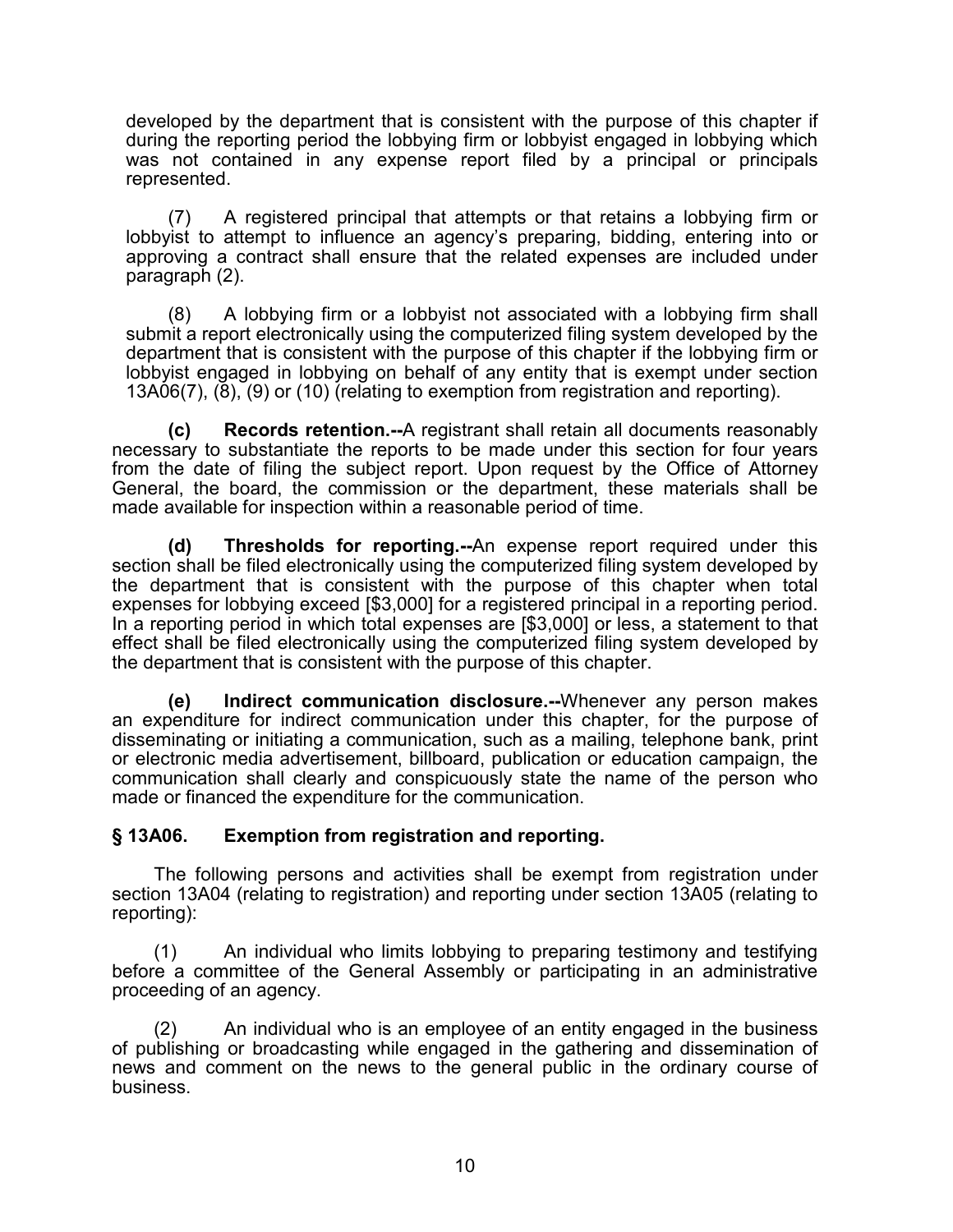developed by the department that is consistent with the purpose of this chapter if during the reporting period the lobbying firm or lobbyist engaged in lobbying which was not contained in any expense report filed by a principal or principals represented.

(7) A registered principal that attempts or that retains a lobbying firm or lobbyist to attempt to influence an agency's preparing, bidding, entering into or approving a contract shall ensure that the related expenses are included under paragraph (2).

(8) A lobbying firm or a lobbyist not associated with a lobbying firm shall submit a report electronically using the computerized filing system developed by the department that is consistent with the purpose of this chapter if the lobbying firm or lobbyist engaged in lobbying on behalf of any entity that is exempt under section 13A06(7), (8), (9) or (10) (relating to exemption from registration and reporting).

**(c) Records retention.--**A registrant shall retain all documents reasonably necessary to substantiate the reports to be made under this section for four years from the date of filing the subject report. Upon request by the Office of Attorney General, the board, the commission or the department, these materials shall be made available for inspection within a reasonable period of time.

**(d) Thresholds for reporting.--**An expense report required under this section shall be filed electronically using the computerized filing system developed by the department that is consistent with the purpose of this chapter when total expenses for lobbying exceed [$3,000] for a registered principal in a reporting period. In a reporting period in which total expenses are [$3,000] or less, a statement to that effect shall be filed electronically using the computerized filing system developed by the department that is consistent with the purpose of this chapter.

**(e) Indirect communication disclosure.--**Whenever any person makes an expenditure for indirect communication under this chapter, for the purpose of disseminating or initiating a communication, such as a mailing, telephone bank, print or electronic media advertisement, billboard, publication or education campaign, the communication shall clearly and conspicuously state the name of the person who made or financed the expenditure for the communication.

### § 13A06. Exemption from registration and reporting.

The following persons and activities shall be exempt from registration under section 13A04 (relating to registration) and reporting under section 13A05 (relating to reporting):

(1) An individual who limits lobbying to preparing testimony and testifying before a committee of the General Assembly or participating in an administrative proceeding of an agency.

(2) An individual who is an employee of an entity engaged in the business of publishing or broadcasting while engaged in the gathering and dissemination of news and comment on the news to the general public in the ordinary course of business.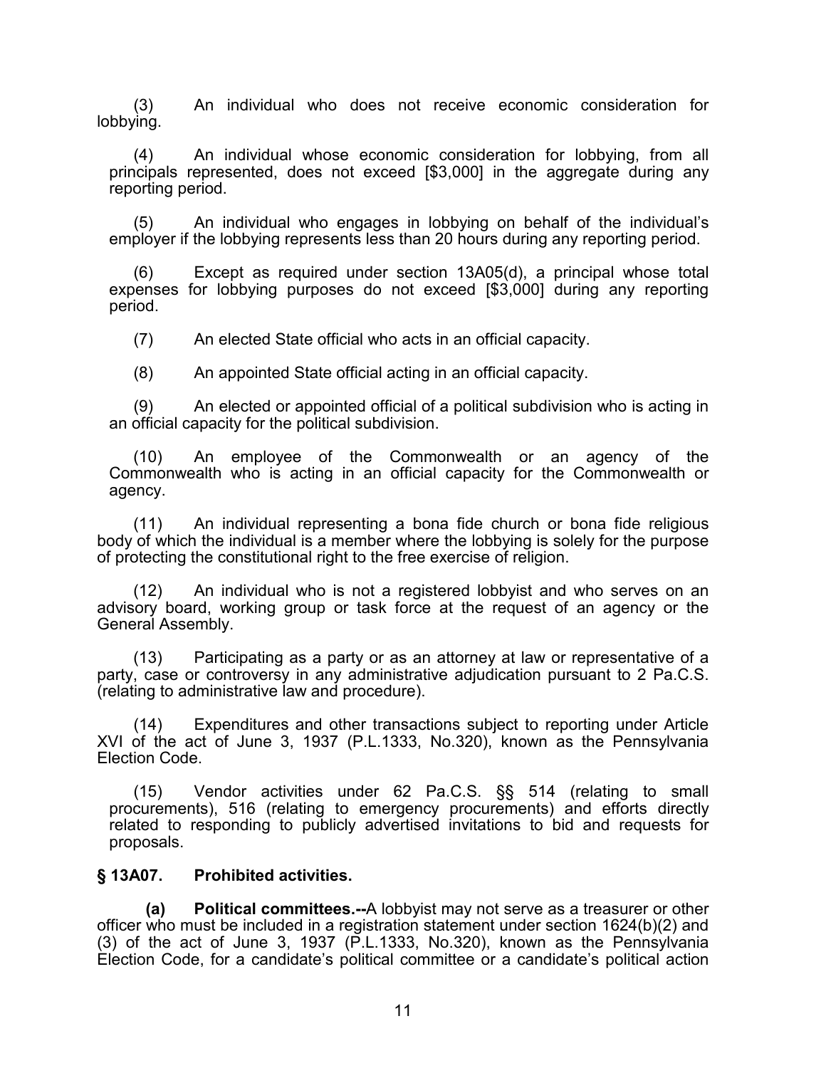(3) An individual who does not receive economic consideration for lobbying.

(4) An individual whose economic consideration for lobbying, from all principals represented, does not exceed [$3,000] in the aggregate during any reporting period.

(5) An individual who engages in lobbying on behalf of the individual's employer if the lobbying represents less than 20 hours during any reporting period.

(6) Except as required under section 13A05(d), a principal whose total expenses for lobbying purposes do not exceed [$3,000] during any reporting period.

(7) An elected State official who acts in an official capacity.

(8) An appointed State official acting in an official capacity.

(9) An elected or appointed official of a political subdivision who is acting in an official capacity for the political subdivision.

(10) An employee of the Commonwealth or an agency of the Commonwealth who is acting in an official capacity for the Commonwealth or agency.

(11) An individual representing a bona fide church or bona fide religious body of which the individual is a member where the lobbying is solely for the purpose of protecting the constitutional right to the free exercise of religion.

(12) An individual who is not a registered lobbyist and who serves on an advisory board, working group or task force at the request of an agency or the General Assembly.

(13) Participating as a party or as an attorney at law or representative of a party, case or controversy in any administrative adjudication pursuant to 2 Pa.C.S. (relating to administrative law and procedure).

(14) Expenditures and other transactions subject to reporting under Article XVI of the act of June 3, 1937 (P.L.1333, No.320), known as the Pennsylvania Election Code.

(15) Vendor activities under 62 Pa.C.S. §§ 514 (relating to small procurements), 516 (relating to emergency procurements) and efforts directly related to responding to publicly advertised invitations to bid and requests for proposals.

### § 13A07. Prohibited activities.

**(a) Political committees.--**A lobbyist may not serve as a treasurer or other officer who must be included in a registration statement under section 1624(b)(2) and (3) of the act of June 3, 1937 (P.L.1333, No.320), known as the Pennsylvania Election Code, for a candidate's political committee or a candidate's political action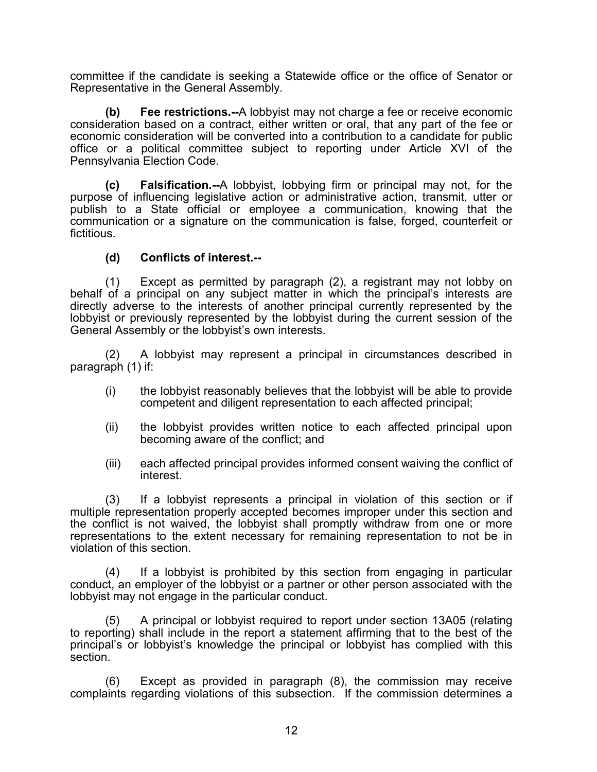committee if the candidate is seeking a Statewide office or the office of Senator or Representative in the General Assembly.

**(b) Fee restrictions.--**A lobbyist may not charge a fee or receive economic consideration based on a contract, either written or oral, that any part of the fee or economic consideration will be converted into a contribution to a candidate for public office or a political committee subject to reporting under Article XVI of the Pennsylvania Election Code.

**(c) Falsification.--**A lobbyist, lobbying firm or principal may not, for the purpose of influencing legislative action or administrative action, transmit, utter or publish to a State official or employee a communication, knowing that the communication or a signature on the communication is false, forged, counterfeit or fictitious.

**(d) Conflicts of interest.--**

(1) Except as permitted by paragraph (2), a registrant may not lobby on behalf of a principal on any subject matter in which the principal's interests are directly adverse to the interests of another principal currently represented by the lobbyist or previously represented by the lobbyist during the current session of the General Assembly or the lobbyist's own interests.

(2) A lobbyist may represent a principal in circumstances described in paragraph (1) if:

(i) the lobbyist reasonably believes that the lobbyist will be able to provide competent and diligent representation to each affected principal;

(ii) the lobbyist provides written notice to each affected principal upon becoming aware of the conflict; and

(iii) each affected principal provides informed consent waiving the conflict of interest.

(3) If a lobbyist represents a principal in violation of this section or if multiple representation properly accepted becomes improper under this section and the conflict is not waived, the lobbyist shall promptly withdraw from one or more representations to the extent necessary for remaining representation to not be in violation of this section.

(4) If a lobbyist is prohibited by this section from engaging in particular conduct, an employer of the lobbyist or a partner or other person associated with the lobbyist may not engage in the particular conduct.

(5) A principal or lobbyist required to report under section 13A05 (relating to reporting) shall include in the report a statement affirming that to the best of the principal's or lobbyist's knowledge the principal or lobbyist has complied with this section.

(6) Except as provided in paragraph (8), the commission may receive complaints regarding violations of this subsection. If the commission determines a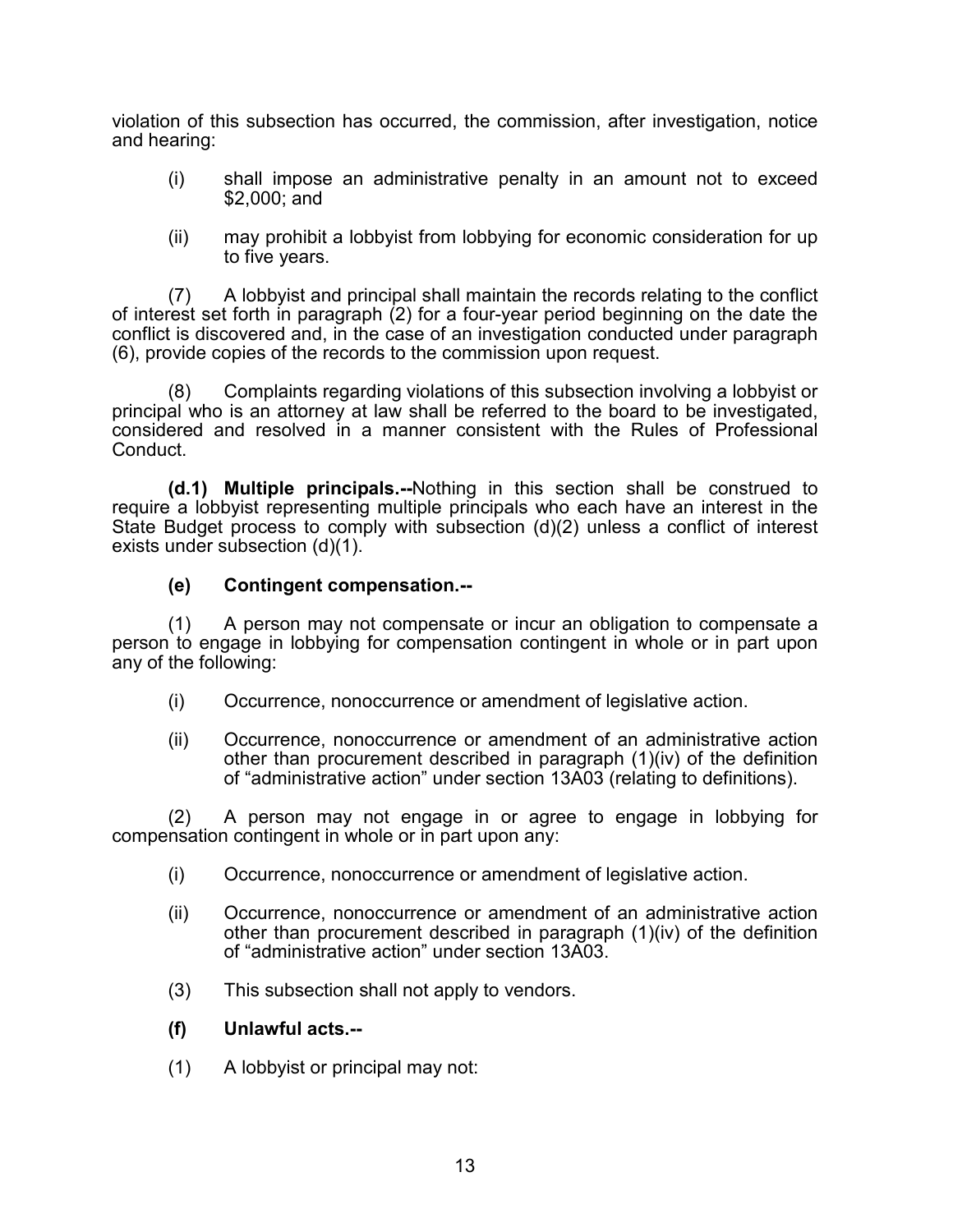violation of this subsection has occurred, the commission, after investigation, notice and hearing:

(i) shall impose an administrative penalty in an amount not to exceed $2,000; and

(ii) may prohibit a lobbyist from lobbying for economic consideration for up to five years.

(7) A lobbyist and principal shall maintain the records relating to the conflict of interest set forth in paragraph (2) for a four-year period beginning on the date the conflict is discovered and, in the case of an investigation conducted under paragraph (6), provide copies of the records to the commission upon request.

(8) Complaints regarding violations of this subsection involving a lobbyist or principal who is an attorney at law shall be referred to the board to be investigated, considered and resolved in a manner consistent with the Rules of Professional Conduct.

**(d.1) Multiple principals.--**Nothing in this section shall be construed to require a lobbyist representing multiple principals who each have an interest in the State Budget process to comply with subsection (d)(2) unless a conflict of interest exists under subsection (d)(1).

**(e) Contingent compensation.--**

(1) A person may not compensate or incur an obligation to compensate a person to engage in lobbying for compensation contingent in whole or in part upon any of the following:

(i) Occurrence, nonoccurrence or amendment of legislative action.

(ii) Occurrence, nonoccurrence or amendment of an administrative action other than procurement described in paragraph (1)(iv) of the definition of "administrative action" under section 13A03 (relating to definitions).

(2) A person may not engage in or agree to engage in lobbying for compensation contingent in whole or in part upon any:

(i) Occurrence, nonoccurrence or amendment of legislative action.

(ii) Occurrence, nonoccurrence or amendment of an administrative action other than procurement described in paragraph (1)(iv) of the definition of "administrative action" under section 13A03.

(3) This subsection shall not apply to vendors.

**(f) Unlawful acts.--**

(1) A lobbyist or principal may not: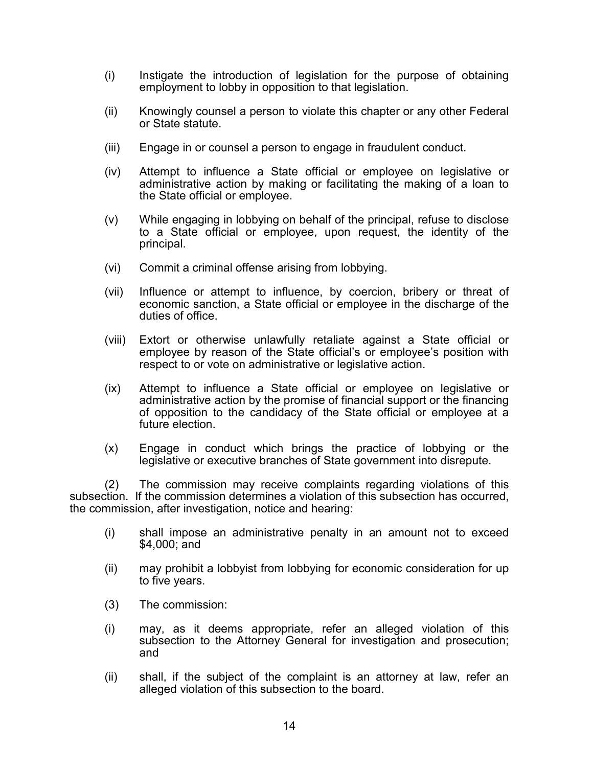(i) Instigate the introduction of legislation for the purpose of obtaining employment to lobby in opposition to that legislation.

(ii) Knowingly counsel a person to violate this chapter or any other Federal or State statute.

(iii) Engage in or counsel a person to engage in fraudulent conduct.

(iv) Attempt to influence a State official or employee on legislative or administrative action by making or facilitating the making of a loan to the State official or employee.

(v) While engaging in lobbying on behalf of the principal, refuse to disclose to a State official or employee, upon request, the identity of the principal.

(vi) Commit a criminal offense arising from lobbying.

(vii) Influence or attempt to influence, by coercion, bribery or threat of economic sanction, a State official or employee in the discharge of the duties of office.

(viii) Extort or otherwise unlawfully retaliate against a State official or employee by reason of the State official's or employee's position with respect to or vote on administrative or legislative action.

(ix) Attempt to influence a State official or employee on legislative or administrative action by the promise of financial support or the financing of opposition to the candidacy of the State official or employee at a future election.

(x) Engage in conduct which brings the practice of lobbying or the legislative or executive branches of State government into disrepute.

(2) The commission may receive complaints regarding violations of this subsection. If the commission determines a violation of this subsection has occurred, the commission, after investigation, notice and hearing:

(i) shall impose an administrative penalty in an amount not to exceed $4,000; and

(ii) may prohibit a lobbyist from lobbying for economic consideration for up to five years.

(3) The commission:

(i) may, as it deems appropriate, refer an alleged violation of this subsection to the Attorney General for investigation and prosecution; and

(ii) shall, if the subject of the complaint is an attorney at law, refer an alleged violation of this subsection to the board.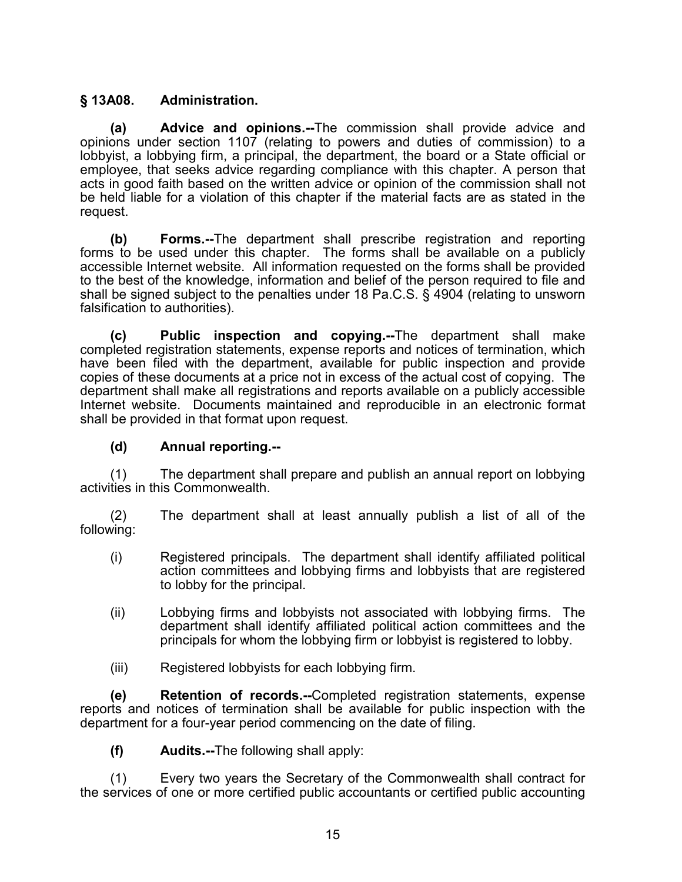## § 13A08. Administration.

**(a) Advice and opinions.--**The commission shall provide advice and opinions under section 1107 (relating to powers and duties of commission) to a lobbyist, a lobbying firm, a principal, the department, the board or a State official or employee, that seeks advice regarding compliance with this chapter. A person that acts in good faith based on the written advice or opinion of the commission shall not be held liable for a violation of this chapter if the material facts are as stated in the request.

**(b) Forms.--**The department shall prescribe registration and reporting forms to be used under this chapter. The forms shall be available on a publicly accessible Internet website. All information requested on the forms shall be provided to the best of the knowledge, information and belief of the person required to file and shall be signed subject to the penalties under 18 Pa.C.S. § 4904 (relating to unsworn falsification to authorities).

**(c) Public inspection and copying.--**The department shall make completed registration statements, expense reports and notices of termination, which have been filed with the department, available for public inspection and provide copies of these documents at a price not in excess of the actual cost of copying. The department shall make all registrations and reports available on a publicly accessible Internet website. Documents maintained and reproducible in an electronic format shall be provided in that format upon request.

**(d) Annual reporting.--**

(1) The department shall prepare and publish an annual report on lobbying activities in this Commonwealth.

(2) The department shall at least annually publish a list of all of the following:

(i) Registered principals. The department shall identify affiliated political action committees and lobbying firms and lobbyists that are registered to lobby for the principal.

(ii) Lobbying firms and lobbyists not associated with lobbying firms. The department shall identify affiliated political action committees and the principals for whom the lobbying firm or lobbyist is registered to lobby.

(iii) Registered lobbyists for each lobbying firm.

**(e) Retention of records.--**Completed registration statements, expense reports and notices of termination shall be available for public inspection with the department for a four-year period commencing on the date of filing.

**(f) Audits.--**The following shall apply:

(1) Every two years the Secretary of the Commonwealth shall contract for the services of one or more certified public accountants or certified public accounting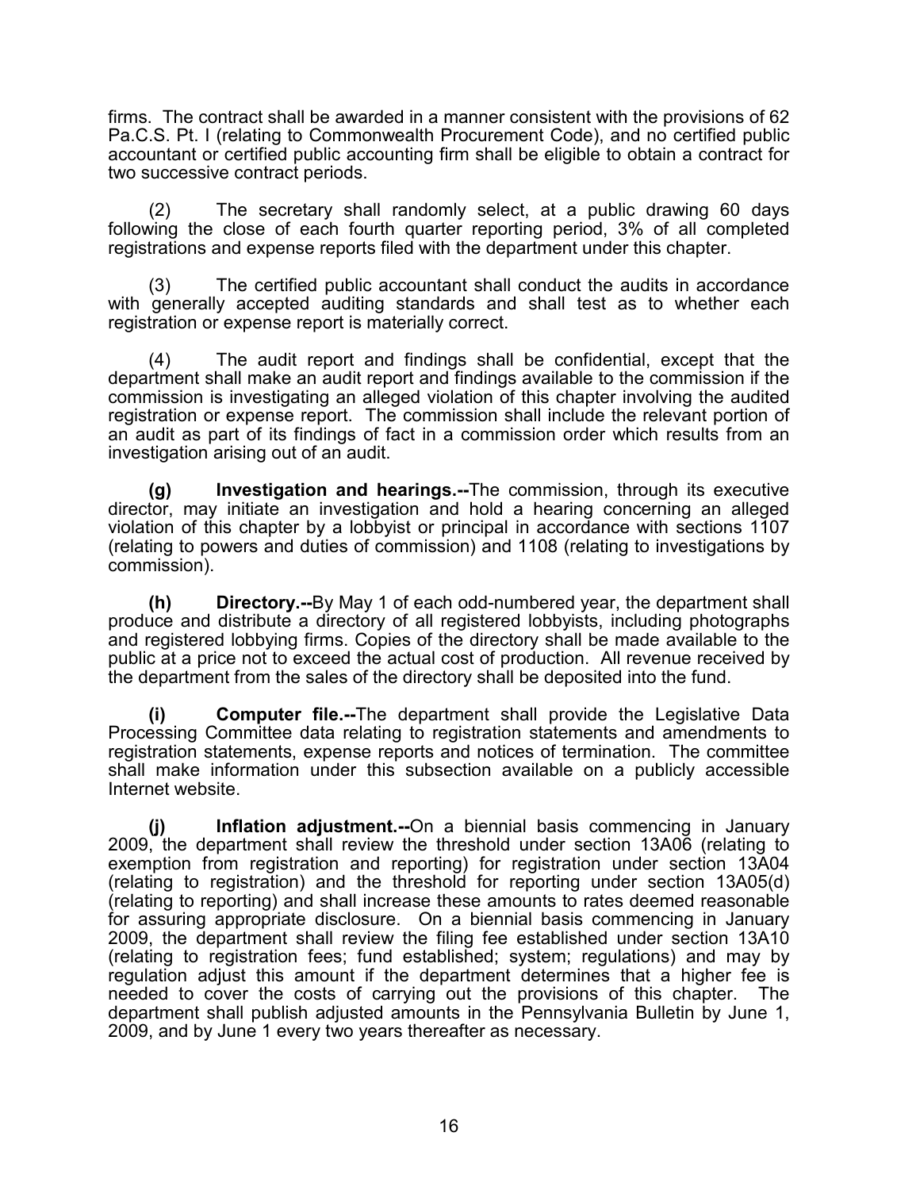firms. The contract shall be awarded in a manner consistent with the provisions of 62 Pa.C.S. Pt. I (relating to Commonwealth Procurement Code), and no certified public accountant or certified public accounting firm shall be eligible to obtain a contract for two successive contract periods.

(2) The secretary shall randomly select, at a public drawing 60 days following the close of each fourth quarter reporting period, 3% of all completed registrations and expense reports filed with the department under this chapter.

(3) The certified public accountant shall conduct the audits in accordance with generally accepted auditing standards and shall test as to whether each registration or expense report is materially correct.

(4) The audit report and findings shall be confidential, except that the department shall make an audit report and findings available to the commission if the commission is investigating an alleged violation of this chapter involving the audited registration or expense report. The commission shall include the relevant portion of an audit as part of its findings of fact in a commission order which results from an investigation arising out of an audit.

**(g) Investigation and hearings.--**The commission, through its executive director, may initiate an investigation and hold a hearing concerning an alleged violation of this chapter by a lobbyist or principal in accordance with sections 1107 (relating to powers and duties of commission) and 1108 (relating to investigations by commission).

**(h) Directory.--**By May 1 of each odd-numbered year, the department shall produce and distribute a directory of all registered lobbyists, including photographs and registered lobbying firms. Copies of the directory shall be made available to the public at a price not to exceed the actual cost of production. All revenue received by the department from the sales of the directory shall be deposited into the fund.

**(i) Computer file.--**The department shall provide the Legislative Data Processing Committee data relating to registration statements and amendments to registration statements, expense reports and notices of termination. The committee shall make information under this subsection available on a publicly accessible Internet website.

**(j) Inflation adjustment.--**On a biennial basis commencing in January 2009, the department shall review the threshold under section 13A06 (relating to exemption from registration and reporting) for registration under section 13A04 (relating to registration) and the threshold for reporting under section 13A05(d) (relating to reporting) and shall increase these amounts to rates deemed reasonable for assuring appropriate disclosure. On a biennial basis commencing in January 2009, the department shall review the filing fee established under section 13A10 (relating to registration fees; fund established; system; regulations) and may by regulation adjust this amount if the department determines that a higher fee is needed to cover the costs of carrying out the provisions of this chapter. The department shall publish adjusted amounts in the Pennsylvania Bulletin by June 1, 2009, and by June 1 every two years thereafter as necessary.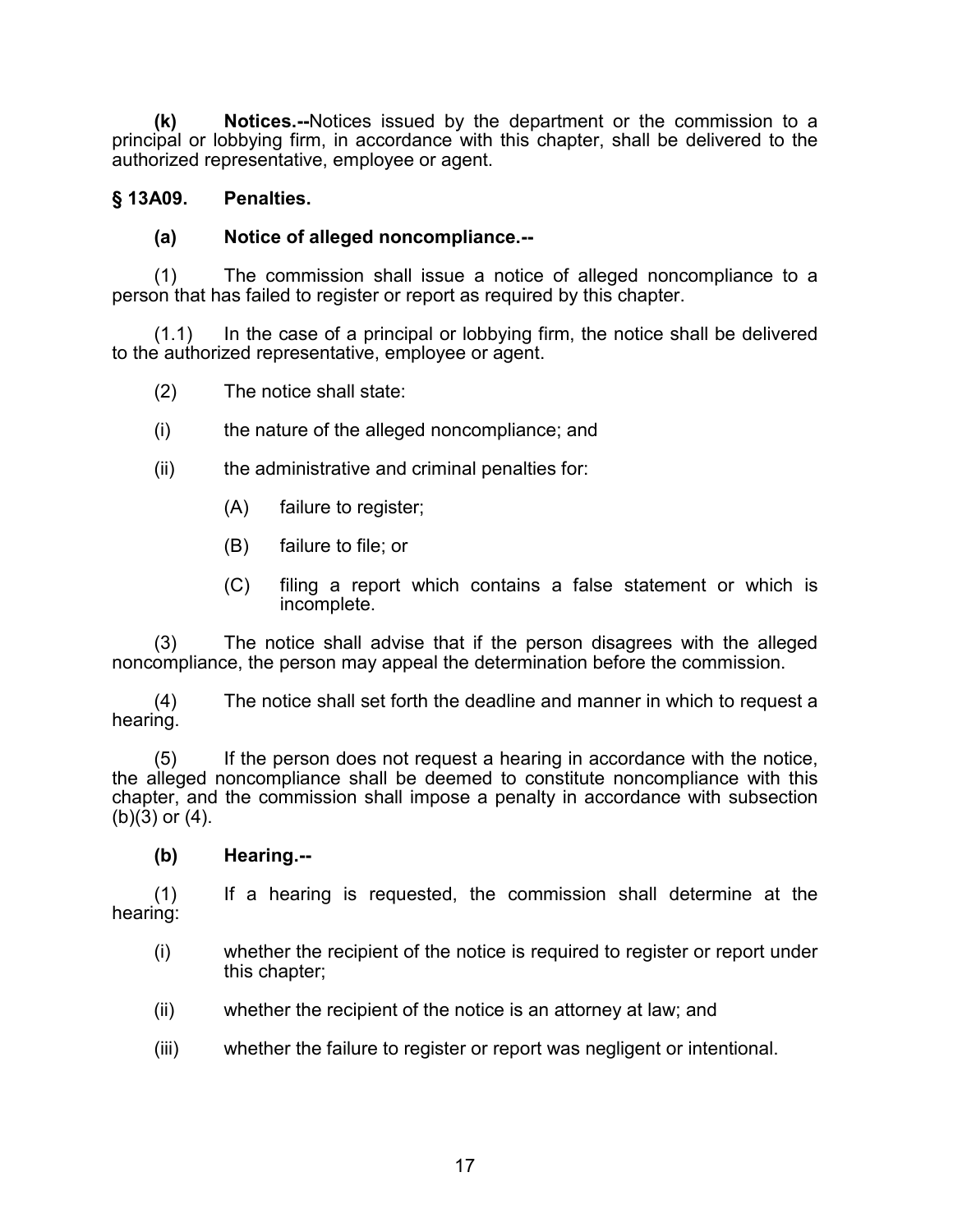**(k) Notices.--**Notices issued by the department or the commission to a principal or lobbying firm, in accordance with this chapter, shall be delivered to the authorized representative, employee or agent.

### § 13A09. Penalties.

**(a) Notice of alleged noncompliance.--**

(1) The commission shall issue a notice of alleged noncompliance to a person that has failed to register or report as required by this chapter.

(1.1) In the case of a principal or lobbying firm, the notice shall be delivered to the authorized representative, employee or agent.

(2) The notice shall state:

(i) the nature of the alleged noncompliance; and

(ii) the administrative and criminal penalties for:

(A) failure to register;

(B) failure to file; or

(C) filing a report which contains a false statement or which is incomplete.

(3) The notice shall advise that if the person disagrees with the alleged noncompliance, the person may appeal the determination before the commission.

(4) The notice shall set forth the deadline and manner in which to request a hearing.

(5) If the person does not request a hearing in accordance with the notice, the alleged noncompliance shall be deemed to constitute noncompliance with this chapter, and the commission shall impose a penalty in accordance with subsection (b)(3) or (4).

**(b) Hearing.--**

(1) If a hearing is requested, the commission shall determine at the hearing:

(i) whether the recipient of the notice is required to register or report under this chapter;

(ii) whether the recipient of the notice is an attorney at law; and

(iii) whether the failure to register or report was negligent or intentional.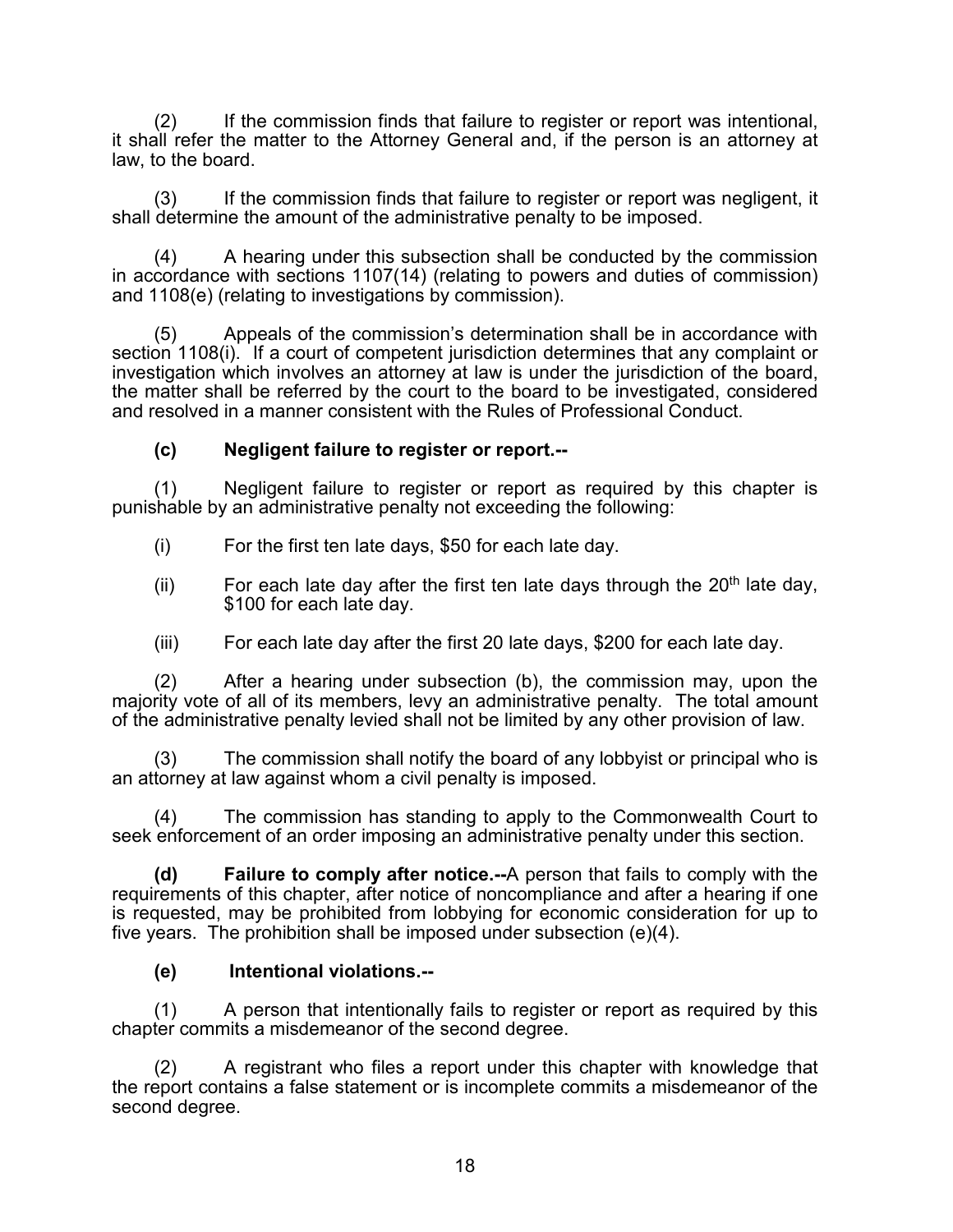(2) If the commission finds that failure to register or report was intentional, it shall refer the matter to the Attorney General and, if the person is an attorney at law, to the board.

(3) If the commission finds that failure to register or report was negligent, it shall determine the amount of the administrative penalty to be imposed.

(4) A hearing under this subsection shall be conducted by the commission in accordance with sections 1107(14) (relating to powers and duties of commission) and 1108(e) (relating to investigations by commission).

(5) Appeals of the commission's determination shall be in accordance with section 1108(i). If a court of competent jurisdiction determines that any complaint or investigation which involves an attorney at law is under the jurisdiction of the board, the matter shall be referred by the court to the board to be investigated, considered and resolved in a manner consistent with the Rules of Professional Conduct.

**(c) Negligent failure to register or report.--**

(1) Negligent failure to register or report as required by this chapter is punishable by an administrative penalty not exceeding the following:

(i) For the first ten late days, $50 for each late day.

(ii) For each late day after the first ten late days through the 20th late day, $100 for each late day.

(iii) For each late day after the first 20 late days, $200 for each late day.

(2) After a hearing under subsection (b), the commission may, upon the majority vote of all of its members, levy an administrative penalty. The total amount of the administrative penalty levied shall not be limited by any other provision of law.

(3) The commission shall notify the board of any lobbyist or principal who is an attorney at law against whom a civil penalty is imposed.

(4) The commission has standing to apply to the Commonwealth Court to seek enforcement of an order imposing an administrative penalty under this section.

**(d) Failure to comply after notice.--**A person that fails to comply with the requirements of this chapter, after notice of noncompliance and after a hearing if one is requested, may be prohibited from lobbying for economic consideration for up to five years. The prohibition shall be imposed under subsection (e)(4).

**(e) Intentional violations.--**

(1) A person that intentionally fails to register or report as required by this chapter commits a misdemeanor of the second degree.

(2) A registrant who files a report under this chapter with knowledge that the report contains a false statement or is incomplete commits a misdemeanor of the second degree.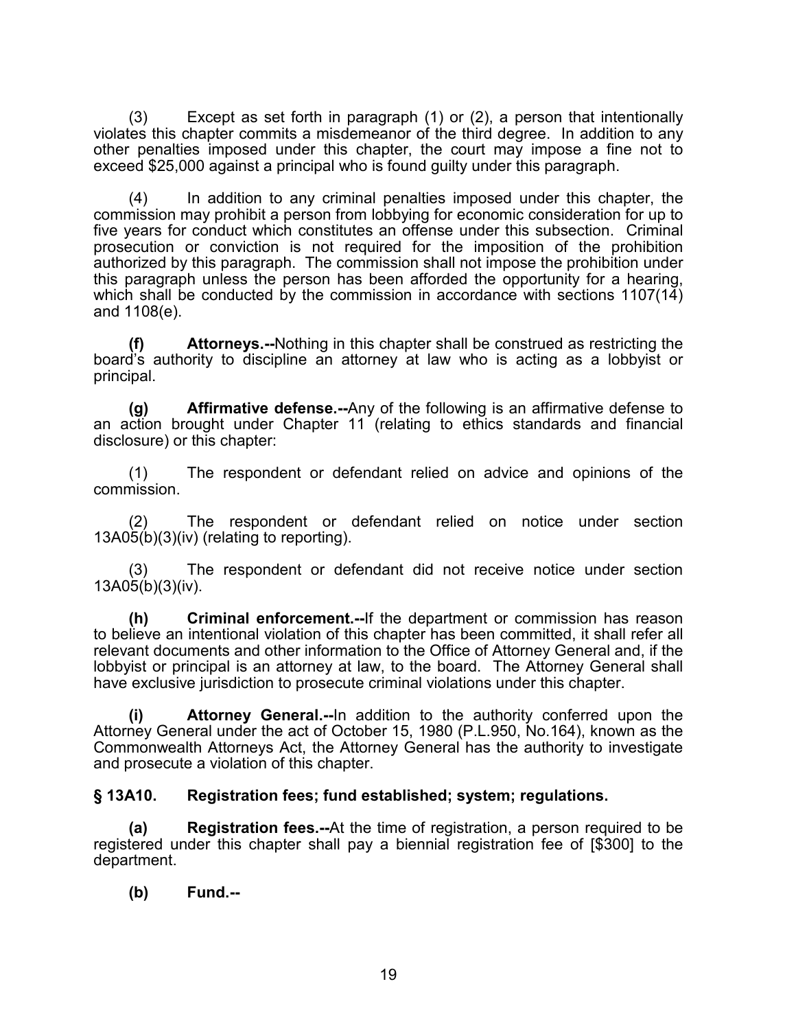(3) Except as set forth in paragraph (1) or (2), a person that intentionally violates this chapter commits a misdemeanor of the third degree. In addition to any other penalties imposed under this chapter, the court may impose a fine not to exceed $25,000 against a principal who is found guilty under this paragraph.

(4) In addition to any criminal penalties imposed under this chapter, the commission may prohibit a person from lobbying for economic consideration for up to five years for conduct which constitutes an offense under this subsection. Criminal prosecution or conviction is not required for the imposition of the prohibition authorized by this paragraph. The commission shall not impose the prohibition under this paragraph unless the person has been afforded the opportunity for a hearing, which shall be conducted by the commission in accordance with sections 1107(14) and 1108(e).

**(f) Attorneys.--**Nothing in this chapter shall be construed as restricting the board's authority to discipline an attorney at law who is acting as a lobbyist or principal.

**(g) Affirmative defense.--**Any of the following is an affirmative defense to an action brought under Chapter 11 (relating to ethics standards and financial disclosure) or this chapter:

(1) The respondent or defendant relied on advice and opinions of the commission.

(2) The respondent or defendant relied on notice under section 13A05(b)(3)(iv) (relating to reporting).

(3) The respondent or defendant did not receive notice under section 13A05(b)(3)(iv).

**(h) Criminal enforcement.--**If the department or commission has reason to believe an intentional violation of this chapter has been committed, it shall refer all relevant documents and other information to the Office of Attorney General and, if the lobbyist or principal is an attorney at law, to the board. The Attorney General shall have exclusive jurisdiction to prosecute criminal violations under this chapter.

**(i) Attorney General.--**In addition to the authority conferred upon the Attorney General under the act of October 15, 1980 (P.L.950, No.164), known as the Commonwealth Attorneys Act, the Attorney General has the authority to investigate and prosecute a violation of this chapter.

**§ 13A10. Registration fees; fund established; system; regulations.**

**(a) Registration fees.--**At the time of registration, a person required to be registered under this chapter shall pay a biennial registration fee of [$300] to the department.

**(b) Fund.--**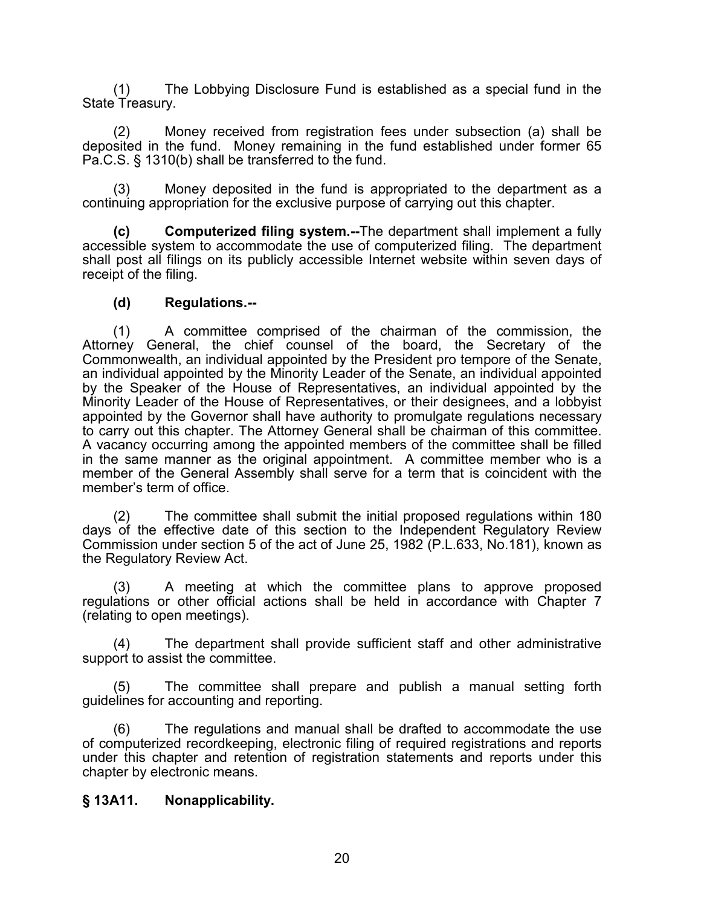(1) The Lobbying Disclosure Fund is established as a special fund in the State Treasury.

(2) Money received from registration fees under subsection (a) shall be deposited in the fund. Money remaining in the fund established under former 65 Pa.C.S. § 1310(b) shall be transferred to the fund.

(3) Money deposited in the fund is appropriated to the department as a continuing appropriation for the exclusive purpose of carrying out this chapter.

**(c) Computerized filing system.--**The department shall implement a fully accessible system to accommodate the use of computerized filing. The department shall post all filings on its publicly accessible Internet website within seven days of receipt of the filing.

**(d) Regulations.--**

(1) A committee comprised of the chairman of the commission, the Attorney General, the chief counsel of the board, the Secretary of the Commonwealth, an individual appointed by the President pro tempore of the Senate, an individual appointed by the Minority Leader of the Senate, an individual appointed by the Speaker of the House of Representatives, an individual appointed by the Minority Leader of the House of Representatives, or their designees, and a lobbyist appointed by the Governor shall have authority to promulgate regulations necessary to carry out this chapter. The Attorney General shall be chairman of this committee. A vacancy occurring among the appointed members of the committee shall be filled in the same manner as the original appointment. A committee member who is a member of the General Assembly shall serve for a term that is coincident with the member's term of office.

(2) The committee shall submit the initial proposed regulations within 180 days of the effective date of this section to the Independent Regulatory Review Commission under section 5 of the act of June 25, 1982 (P.L.633, No.181), known as the Regulatory Review Act.

(3) A meeting at which the committee plans to approve proposed regulations or other official actions shall be held in accordance with Chapter 7 (relating to open meetings).

(4) The department shall provide sufficient staff and other administrative support to assist the committee.

(5) The committee shall prepare and publish a manual setting forth guidelines for accounting and reporting.

(6) The regulations and manual shall be drafted to accommodate the use of computerized recordkeeping, electronic filing of required registrations and reports under this chapter and retention of registration statements and reports under this chapter by electronic means.

**§ 13A11. Nonapplicability.**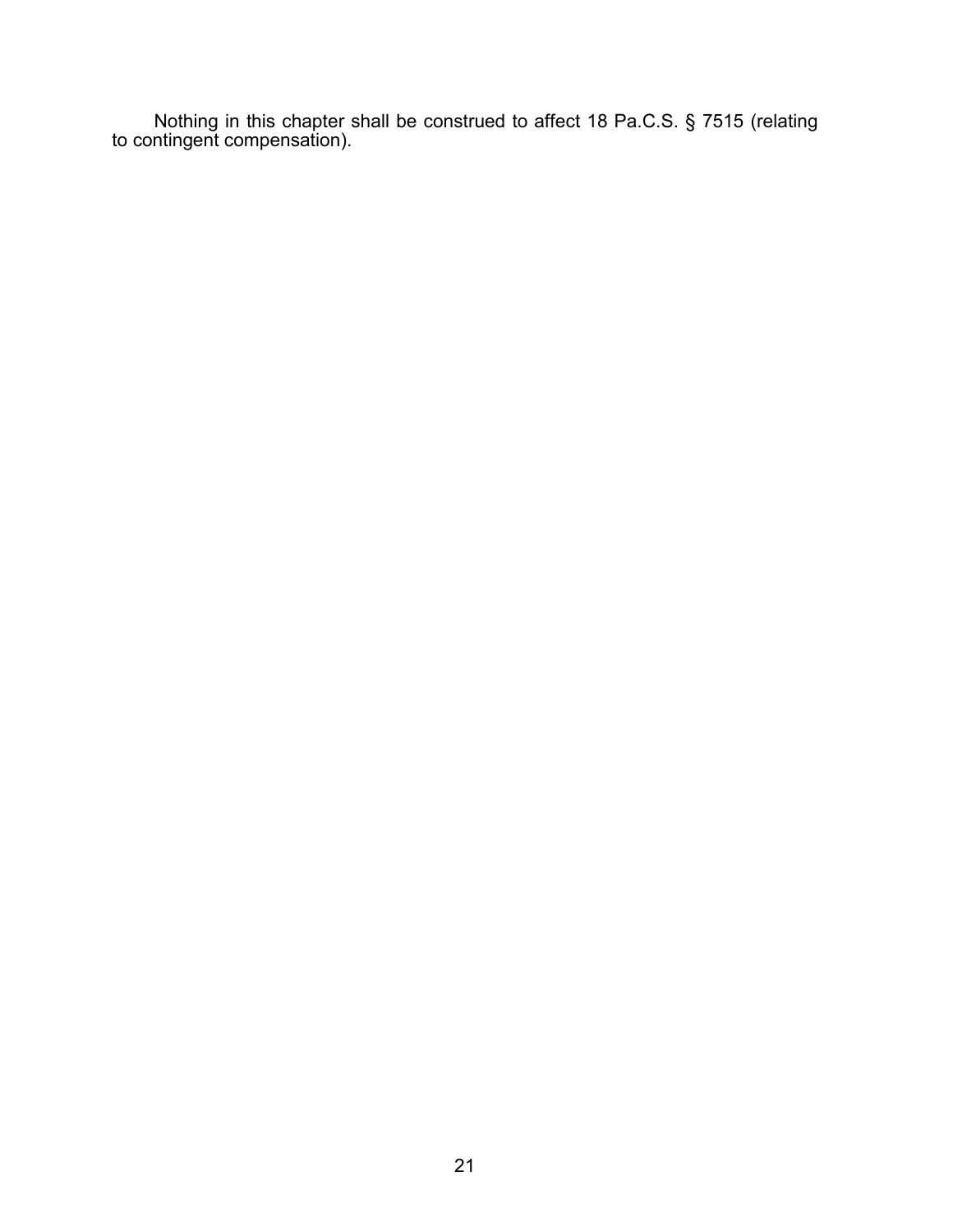Nothing in this chapter shall be construed to affect 18 Pa.C.S. § 7515 (relating to contingent compensation).